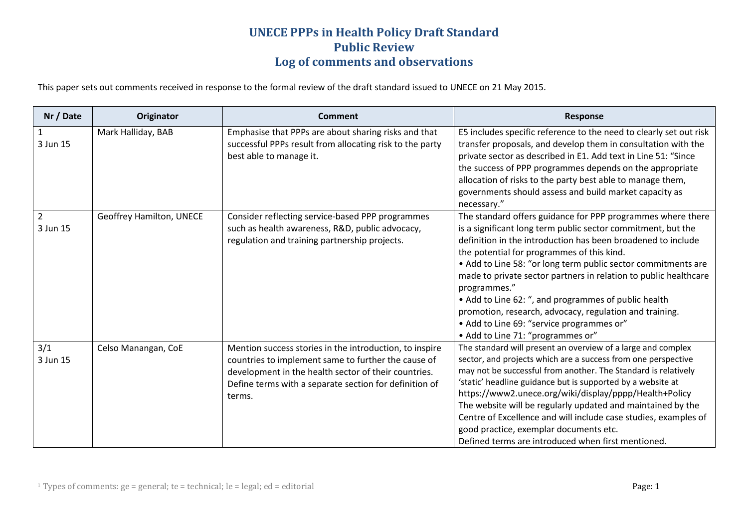# UNECE PPPs in Health Policy Draft Standard
# Public Review
# Log of comments and observations

This paper sets out comments received in response to the formal review of the draft standard issued to UNECE on 21 May 2015.

| Nr / Date | Originator | Comment | Response |
|---|---|---|---|
| 1<br>3 Jun 15 | Mark Halliday, BAB | Emphasise that PPPs are about sharing risks and that successful PPPs result from allocating risk to the party best able to manage it. | E5 includes specific reference to the need to clearly set out risk transfer proposals, and develop them in consultation with the private sector as described in E1. Add text in Line 51: "Since the success of PPP programmes depends on the appropriate allocation of risks to the party best able to manage them, governments should assess and build market capacity as necessary." |
| 2<br>3 Jun 15 | Geoffrey Hamilton, UNECE | Consider reflecting service-based PPP programmes such as health awareness, R&D, public advocacy, regulation and training partnership projects. | The standard offers guidance for PPP programmes where there is a significant long term public sector commitment, but the definition in the introduction has been broadened to include the potential for programmes of this kind.<br>• Add to Line 58: "or long term public sector commitments are made to private sector partners in relation to public healthcare programmes."<br>• Add to Line 62: ", and programmes of public health promotion, research, advocacy, regulation and training.<br>• Add to Line 69: "service programmes or"<br>• Add to Line 71: "programmes or" |
| 3/1<br>3 Jun 15 | Celso Manangan, CoE | Mention success stories in the introduction, to inspire countries to implement same to further the cause of development in the health sector of their countries.<br>Define terms with a separate section for definition of terms. | The standard will present an overview of a large and complex sector, and projects which are a success from one perspective may not be successful from another. The Standard is relatively 'static' headline guidance but is supported by a website at https://www2.unece.org/wiki/display/pppp/Health+Policy<br>The website will be regularly updated and maintained by the Centre of Excellence and will include case studies, examples of good practice, exemplar documents etc.<br>Defined terms are introduced when first mentioned. |

[1] Types of comments: ge = general; te = technical; le = legal; ed = editorial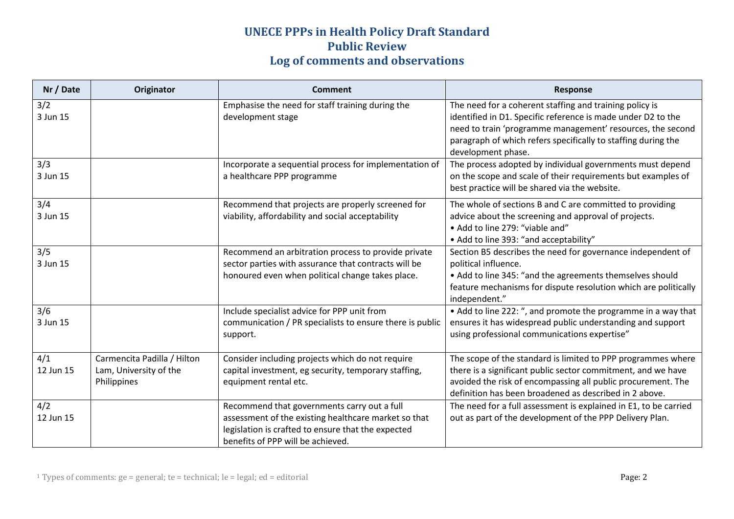# UNECE PPPs in Health Policy Draft Standard
## Public Review
## Log of comments and observations

| Nr / Date | Originator | Comment | Response |
|---|---|---|---|
| 3/2<br>3 Jun 15 | | Emphasise the need for staff training during the development stage | The need for a coherent staffing and training policy is identified in D1. Specific reference is made under D2 to the need to train 'programme management' resources, the second paragraph of which refers specifically to staffing during the development phase. |
| 3/3<br>3 Jun 15 | | Incorporate a sequential process for implementation of a healthcare PPP programme | The process adopted by individual governments must depend on the scope and scale of their requirements but examples of best practice will be shared via the website. |
| 3/4<br>3 Jun 15 | | Recommend that projects are properly screened for viability, affordability and social acceptability | The whole of sections B and C are committed to providing advice about the screening and approval of projects.<br>• Add to line 279: "viable and"<br>• Add to line 393: "and acceptability" |
| 3/5<br>3 Jun 15 | | Recommend an arbitration process to provide private sector parties with assurance that contracts will be honoured even when political change takes place. | Section B5 describes the need for governance independent of political influence.<br>• Add to line 345: "and the agreements themselves should feature mechanisms for dispute resolution which are politically independent." |
| 3/6<br>3 Jun 15 | | Include specialist advice for PPP unit from communication / PR specialists to ensure there is public support. | • Add to line 222: ", and promote the programme in a way that ensures it has widespread public understanding and support using professional communications expertise" |
| 4/1<br>12 Jun 15 | Carmencita Padilla / Hilton Lam, University of the Philippines | Consider including projects which do not require capital investment, eg security, temporary staffing, equipment rental etc. | The scope of the standard is limited to PPP programmes where there is a significant public sector commitment, and we have avoided the risk of encompassing all public procurement. The definition has been broadened as described in 2 above. |
| 4/2<br>12 Jun 15 | | Recommend that governments carry out a full assessment of the existing healthcare market so that legislation is crafted to ensure that the expected benefits of PPP will be achieved. | The need for a full assessment is explained in E1, to be carried out as part of the development of the PPP Delivery Plan. |

[1] Types of comments: ge = general; te = technical; le = legal; ed = editorial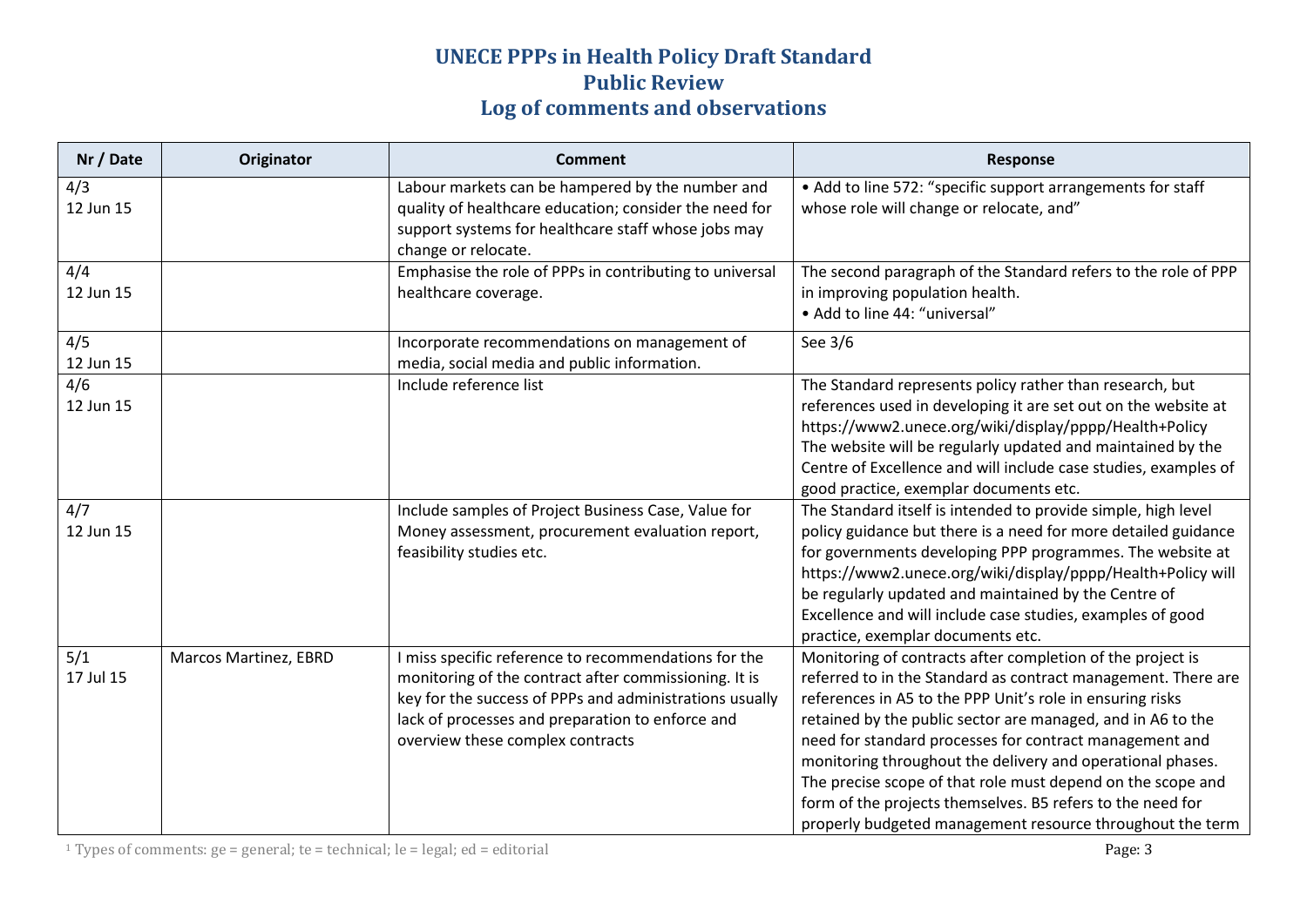# UNECE PPPs in Health Policy Draft Standard
## Public Review
## Log of comments and observations

| Nr / Date | Originator | Comment | Response |
|---|---|---|---|
| 4/3<br>12 Jun 15 | | Labour markets can be hampered by the number and quality of healthcare education; consider the need for support systems for healthcare staff whose jobs may change or relocate. | • Add to line 572: “specific support arrangements for staff whose role will change or relocate, and” |
| 4/4<br>12 Jun 15 | | Emphasise the role of PPPs in contributing to universal healthcare coverage. | The second paragraph of the Standard refers to the role of PPP in improving population health.<br>• Add to line 44: “universal” |
| 4/5<br>12 Jun 15 | | Incorporate recommendations on management of media, social media and public information. | See 3/6 |
| 4/6<br>12 Jun 15 | | Include reference list | The Standard represents policy rather than research, but references used in developing it are set out on the website at https://www2.unece.org/wiki/display/pppp/Health+Policy The website will be regularly updated and maintained by the Centre of Excellence and will include case studies, examples of good practice, exemplar documents etc. |
| 4/7<br>12 Jun 15 | | Include samples of Project Business Case, Value for Money assessment, procurement evaluation report, feasibility studies etc. | The Standard itself is intended to provide simple, high level policy guidance but there is a need for more detailed guidance for governments developing PPP programmes. The website at https://www2.unece.org/wiki/display/pppp/Health+Policy will be regularly updated and maintained by the Centre of Excellence and will include case studies, examples of good practice, exemplar documents etc. |
| 5/1<br>17 Jul 15 | Marcos Martinez, EBRD | I miss specific reference to recommendations for the monitoring of the contract after commissioning. It is key for the success of PPPs and administrations usually lack of processes and preparation to enforce and overview these complex contracts | Monitoring of contracts after completion of the project is referred to in the Standard as contract management. There are references in A5 to the PPP Unit’s role in ensuring risks retained by the public sector are managed, and in A6 to the need for standard processes for contract management and monitoring throughout the delivery and operational phases. The precise scope of that role must depend on the scope and form of the projects themselves. B5 refers to the need for properly budgeted management resource throughout the term |

[1] Types of comments: ge = general; te = technical; le = legal; ed = editorial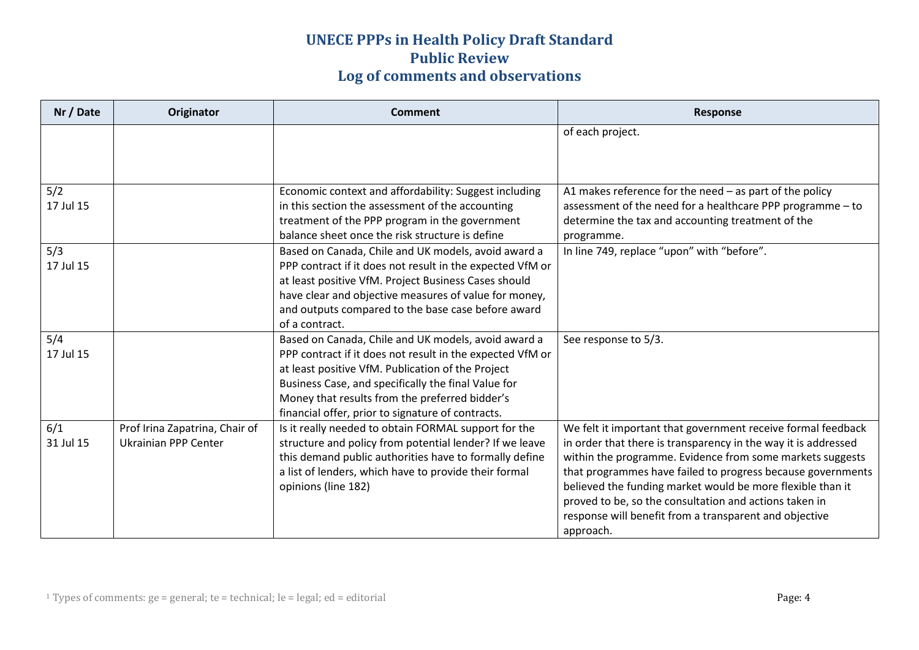# UNECE PPPs in Health Policy Draft Standard
## Public Review
## Log of comments and observations

| Nr / Date | Originator | Comment | Response |
|---|---|---|---|
| | | | of each project. |
| 5/2<br>17 Jul 15 | | Economic context and affordability: Suggest including in this section the assessment of the accounting treatment of the PPP program in the government balance sheet once the risk structure is define | A1 makes reference for the need – as part of the policy assessment of the need for a healthcare PPP programme – to determine the tax and accounting treatment of the programme. |
| 5/3<br>17 Jul 15 | | Based on Canada, Chile and UK models, avoid award a PPP contract if it does not result in the expected VfM or at least positive VfM. Project Business Cases should have clear and objective measures of value for money, and outputs compared to the base case before award of a contract. | In line 749, replace "upon" with "before". |
| 5/4<br>17 Jul 15 | | Based on Canada, Chile and UK models, avoid award a PPP contract if it does not result in the expected VfM or at least positive VfM. Publication of the Project Business Case, and specifically the final Value for Money that results from the preferred bidder's financial offer, prior to signature of contracts. | See response to 5/3. |
| 6/1<br>31 Jul 15 | Prof Irina Zapatrina, Chair of Ukrainian PPP Center | Is it really needed to obtain FORMAL support for the structure and policy from potential lender? If we leave this demand public authorities have to formally define a list of lenders, which have to provide their formal opinions (line 182) | We felt it important that government receive formal feedback in order that there is transparency in the way it is addressed within the programme. Evidence from some markets suggests that programmes have failed to progress because governments believed the funding market would be more flexible than it proved to be, so the consultation and actions taken in response will benefit from a transparent and objective approach. |

[1] Types of comments: ge = general; te = technical; le = legal; ed = editorial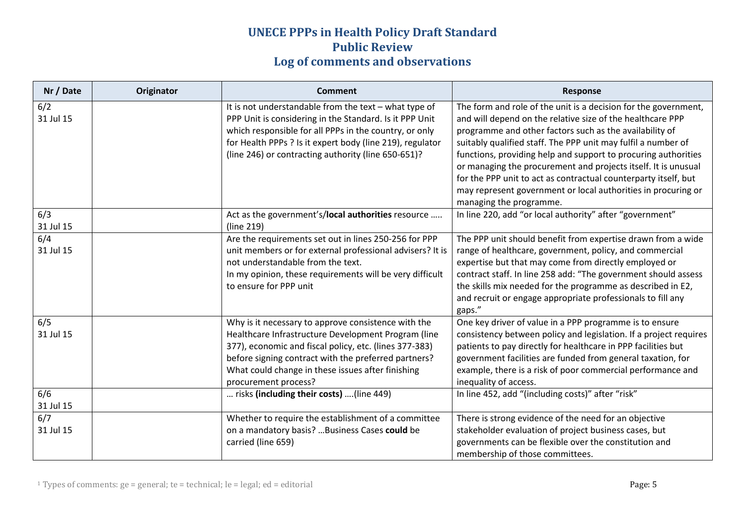# UNECE PPPs in Health Policy Draft Standard
## Public Review
## Log of comments and observations

| Nr / Date | Originator | Comment | Response |
|---|---|---|---|
| 6/2<br>31 Jul 15 | | It is not understandable from the text – what type of PPP Unit is considering in the Standard. Is it PPP Unit which responsible for all PPPs in the country, or only for Health PPPs ? Is it expert body (line 219), regulator (line 246) or contracting authority (line 650-651)? | The form and role of the unit is a decision for the government, and will depend on the relative size of the healthcare PPP programme and other factors such as the availability of suitably qualified staff. The PPP unit may fulfil a number of functions, providing help and support to procuring authorities or managing the procurement and projects itself. It is unusual for the PPP unit to act as contractual counterparty itself, but may represent government or local authorities in procuring or managing the programme. |
| 6/3<br>31 Jul 15 | | Act as the government's/**local authorities** resource ….. (line 219) | In line 220, add "or local authority" after "government" |
| 6/4<br>31 Jul 15 | | Are the requirements set out in lines 250-256 for PPP unit members or for external professional advisers? It is not understandable from the text.<br>In my opinion, these requirements will be very difficult to ensure for PPP unit | The PPP unit should benefit from expertise drawn from a wide range of healthcare, government, policy, and commercial expertise but that may come from directly employed or contract staff. In line 258 add: "The government should assess the skills mix needed for the programme as described in E2, and recruit or engage appropriate professionals to fill any gaps." |
| 6/5<br>31 Jul 15 | | Why is it necessary to approve consistence with the Healthcare Infrastructure Development Program (line 377), economic and fiscal policy, etc. (lines 377-383) before signing contract with the preferred partners? What could change in these issues after finishing procurement process? | One key driver of value in a PPP programme is to ensure consistency between policy and legislation. If a project requires patients to pay directly for healthcare in PPP facilities but government facilities are funded from general taxation, for example, there is a risk of poor commercial performance and inequality of access. |
| 6/6<br>31 Jul 15 | | … risks **(including their costs)** ….(line 449) | In line 452, add "(including costs)" after "risk" |
| 6/7<br>31 Jul 15 | | Whether to require the establishment of a committee on a mandatory basis? …Business Cases **could** be carried (line 659) | There is strong evidence of the need for an objective stakeholder evaluation of project business cases, but governments can be flexible over the constitution and membership of those committees. |

[1] Types of comments: ge = general; te = technical; le = legal; ed = editorial